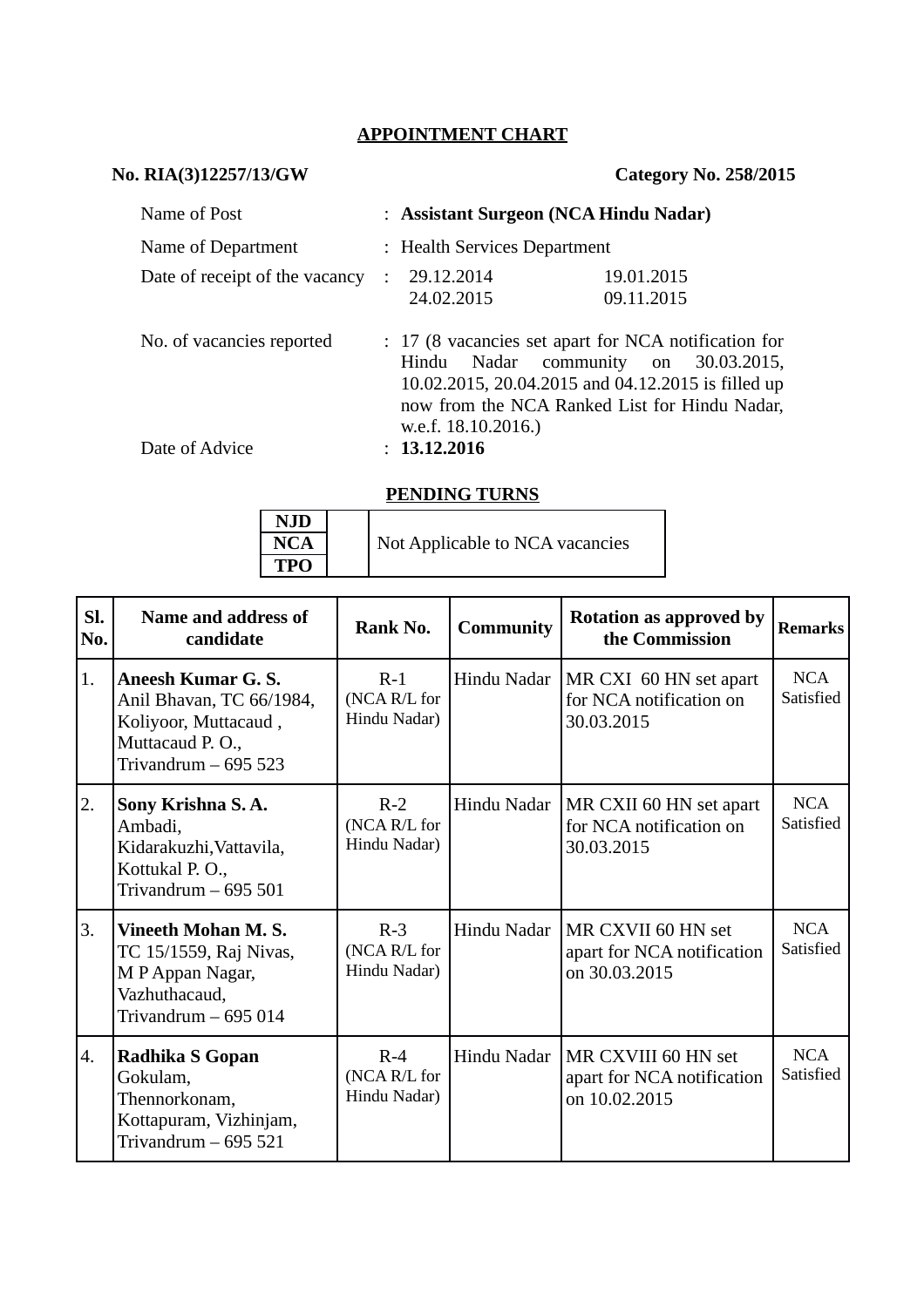## APPOINTMENT CHART

**No. RIA(3)12257/13/GW** **Category No. 258/2015**

| | | |
|---|---|---|
| Name of Post | : | **Assistant Surgeon (NCA Hindu Nadar)** |
| Name of Department | : | Health Services Department |
| Date of receipt of the vacancy | : | 29.12.2014 19.01.2015<br>24.02.2015 09.11.2015 |
| No. of vacancies reported | : | 17 (8 vacancies set apart for NCA notification for Hindu Nadar community on 30.03.2015, 10.02.2015, 20.04.2015 and 04.12.2015 is filled up now from the NCA Ranked List for Hindu Nadar, w.e.f. 18.10.2016.) |
| Date of Advice | : | **13.12.2016** |

### PENDING TURNS

| | | |
|---|---|---|
| **NJD** | | Not Applicable to NCA vacancies |
| **NCA** | | |
| **TPO** | | |

| Sl. No. | Name and address of candidate | Rank No. | Community | Rotation as approved by the Commission | Remarks |
|---|---|---|---|---|---|
| 1. | **Aneesh Kumar G. S.**<br>Anil Bhavan, TC 66/1984, Koliyoor, Muttacaud , Muttacaud P. O., Trivandrum – 695 523 | R-1<br>(NCA R/L for Hindu Nadar) | Hindu Nadar | MR CXI 60 HN set apart for NCA notification on 30.03.2015 | NCA Satisfied |
| 2. | **Sony Krishna S. A.**<br>Ambadi, Kidarakuzhi,Vattavila, Kottukal P. O., Trivandrum – 695 501 | R-2<br>(NCA R/L for Hindu Nadar) | Hindu Nadar | MR CXII 60 HN set apart for NCA notification on 30.03.2015 | NCA Satisfied |
| 3. | **Vineeth Mohan M. S.**<br>TC 15/1559, Raj Nivas, M P Appan Nagar, Vazhuthacaud, Trivandrum – 695 014 | R-3<br>(NCA R/L for Hindu Nadar) | Hindu Nadar | MR CXVII 60 HN set apart for NCA notification on 30.03.2015 | NCA Satisfied |
| 4. | **Radhika S Gopan**<br>Gokulam, Thennorkonam, Kottapuram, Vizhinjam, Trivandrum – 695 521 | R-4<br>(NCA R/L for Hindu Nadar) | Hindu Nadar | MR CXVIII 60 HN set apart for NCA notification on 10.02.2015 | NCA Satisfied |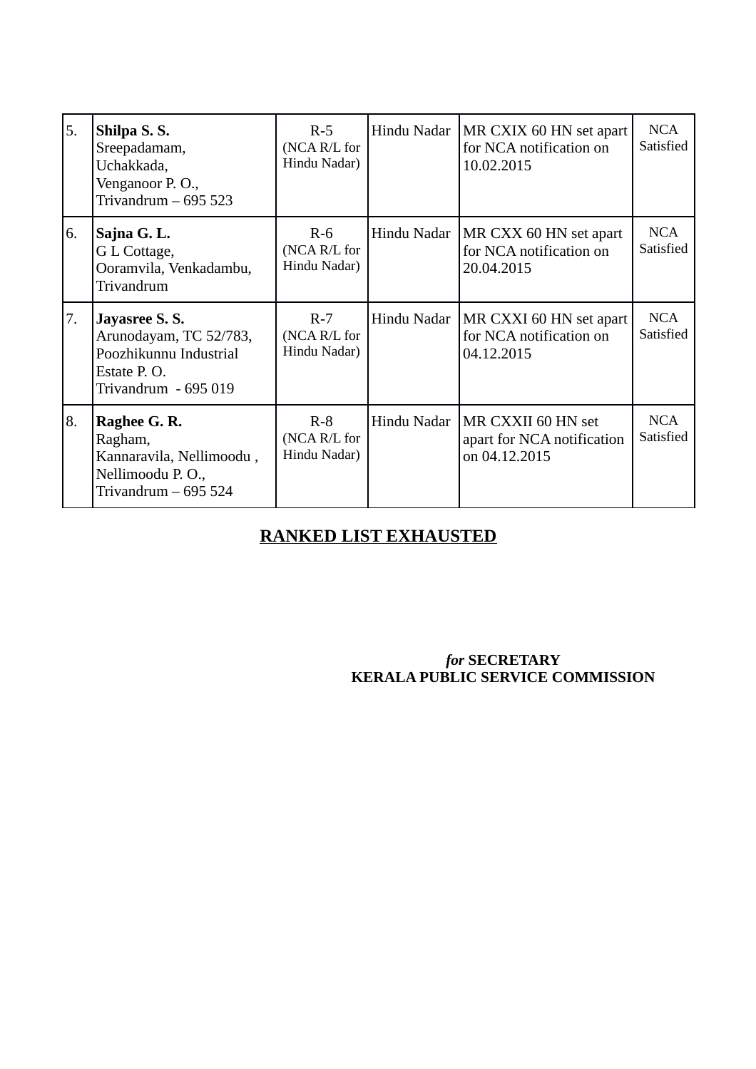| | | | | | |
|---|---|---|---|---|---|
| 5. | **Shilpa S. S.**<br>Sreepadamam,<br>Uchakkada,<br>Venganoor P. O.,<br>Trivandrum – 695 523 | R-5<br>(NCA R/L for Hindu Nadar) | Hindu Nadar | MR CXIX 60 HN set apart for NCA notification on 10.02.2015 | NCA Satisfied |
| 6. | **Sajna G. L.**<br>G L Cottage,<br>Ooramvila, Venkadambu,<br>Trivandrum | R-6<br>(NCA R/L for Hindu Nadar) | Hindu Nadar | MR CXX 60 HN set apart for NCA notification on 20.04.2015 | NCA Satisfied |
| 7. | **Jayasree S. S.**<br>Arunodayam, TC 52/783,<br>Poozhikunnu Industrial Estate P. O.<br>Trivandrum - 695 019 | R-7<br>(NCA R/L for Hindu Nadar) | Hindu Nadar | MR CXXI 60 HN set apart for NCA notification on 04.12.2015 | NCA Satisfied |
| 8. | **Raghee G. R.**<br>Ragham,<br>Kannaravila, Nellimoodu ,<br>Nellimoodu P. O.,<br>Trivandrum – 695 524 | R-8<br>(NCA R/L for Hindu Nadar) | Hindu Nadar | MR CXXII 60 HN set apart for NCA notification on 04.12.2015 | NCA Satisfied |

**RANKED LIST EXHAUSTED**

***for*** **SECRETARY**
**KERALA PUBLIC SERVICE COMMISSION**